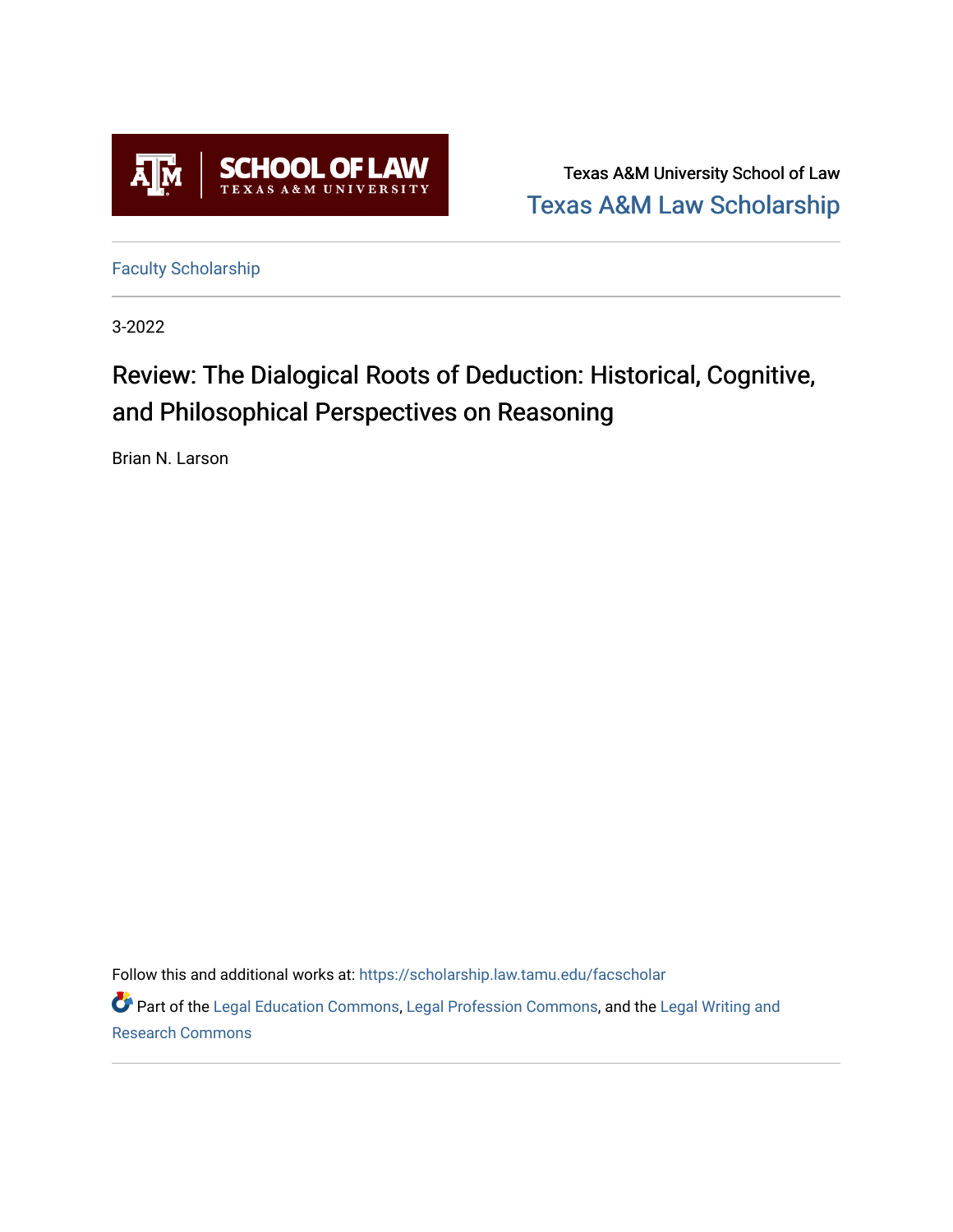Texas A&M University School of Law

Texas A&M Law Scholarship

Faculty Scholarship

3-2022

# Review: The Dialogical Roots of Deduction: Historical, Cognitive, and Philosophical Perspectives on Reasoning

Brian N. Larson

Follow this and additional works at: https://scholarship.law.tamu.edu/facscholar

Part of the Legal Education Commons, Legal Profession Commons, and the Legal Writing and Research Commons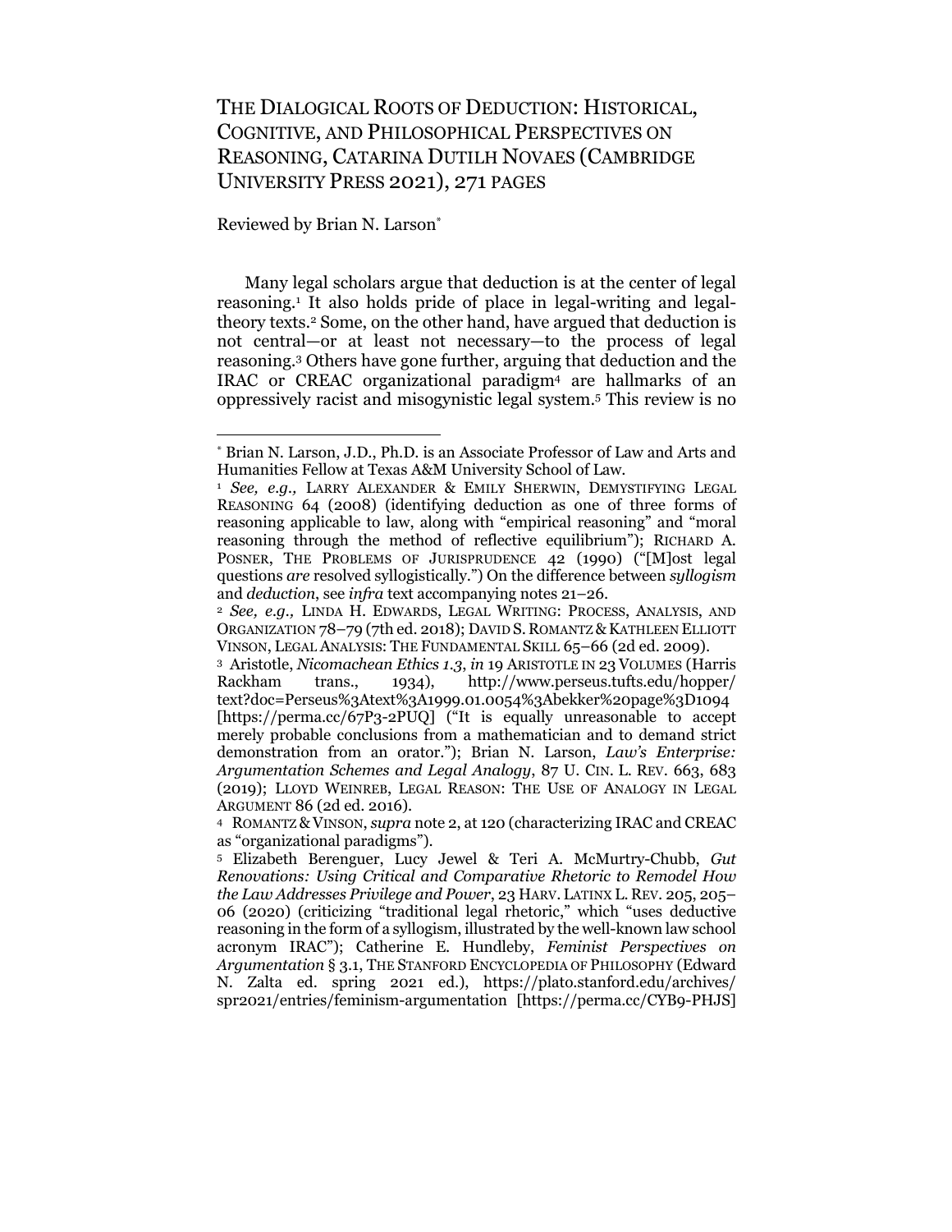# THE DIALOGICAL ROOTS OF DEDUCTION: HISTORICAL, COGNITIVE, AND PHILOSOPHICAL PERSPECTIVES ON REASONING, CATARINA DUTILH NOVAES (CAMBRIDGE UNIVERSITY PRESS 2021), 271 PAGES

Reviewed by Brian N. Larson*

Many legal scholars argue that deduction is at the center of legal reasoning.[1] It also holds pride of place in legal-writing and legal-theory texts.[2] Some, on the other hand, have argued that deduction is not central—or at least not necessary—to the process of legal reasoning.[3] Others have gone further, arguing that deduction and the IRAC or CREAC organizational paradigm[4] are hallmarks of an oppressively racist and misogynistic legal system.[5] This review is no

---

* Brian N. Larson, J.D., Ph.D. is an Associate Professor of Law and Arts and Humanities Fellow at Texas A&M University School of Law.

[1] *See, e.g.,* LARRY ALEXANDER & EMILY SHERWIN, DEMYSTIFYING LEGAL REASONING 64 (2008) (identifying deduction as one of three forms of reasoning applicable to law, along with "empirical reasoning" and "moral reasoning through the method of reflective equilibrium"); RICHARD A. POSNER, THE PROBLEMS OF JURISPRUDENCE 42 (1990) ("[M]ost legal questions *are* resolved syllogistically.") On the difference between *syllogism* and *deduction*, see *infra* text accompanying notes 21–26.

[2] *See, e.g.,* LINDA H. EDWARDS, LEGAL WRITING: PROCESS, ANALYSIS, AND ORGANIZATION 78–79 (7th ed. 2018); DAVID S. ROMANTZ & KATHLEEN ELLIOTT VINSON, LEGAL ANALYSIS: THE FUNDAMENTAL SKILL 65–66 (2d ed. 2009).

[3] Aristotle, *Nicomachean Ethics 1.3*, *in* 19 ARISTOTLE IN 23 VOLUMES (Harris Rackham trans., 1934), http://www.perseus.tufts.edu/hopper/text?doc=Perseus%3Atext%3A1999.01.0054%3Abekker%20page%3D1094 [https://perma.cc/67P3-2PUQ] ("It is equally unreasonable to accept merely probable conclusions from a mathematician and to demand strict demonstration from an orator."); Brian N. Larson, *Law's Enterprise: Argumentation Schemes and Legal Analogy*, 87 U. CIN. L. REV. 663, 683 (2019); LLOYD WEINREB, LEGAL REASON: THE USE OF ANALOGY IN LEGAL ARGUMENT 86 (2d ed. 2016).

[4] ROMANTZ & VINSON, *supra* note 2, at 120 (characterizing IRAC and CREAC as "organizational paradigms").

[5] Elizabeth Berenguer, Lucy Jewel & Teri A. McMurtry-Chubb, *Gut Renovations: Using Critical and Comparative Rhetoric to Remodel How the Law Addresses Privilege and Power*, 23 HARV. LATINX L. REV. 205, 205–06 (2020) (criticizing "traditional legal rhetoric," which "uses deductive reasoning in the form of a syllogism, illustrated by the well-known law school acronym IRAC"); Catherine E. Hundleby, *Feminist Perspectives on Argumentation* § 3.1, THE STANFORD ENCYCLOPEDIA OF PHILOSOPHY (Edward N. Zalta ed. spring 2021 ed.), https://plato.stanford.edu/archives/spr2021/entries/feminism-argumentation [https://perma.cc/CYB9-PHJS]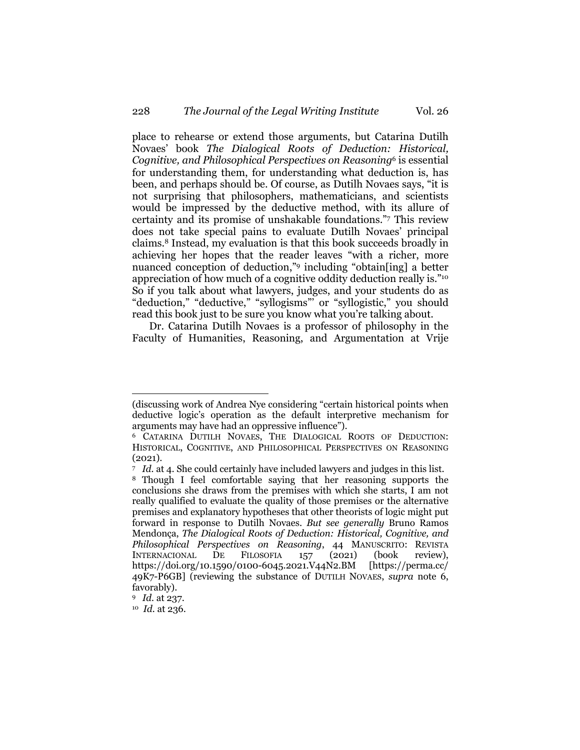place to rehearse or extend those arguments, but Catarina Dutilh Novaes' book *The Dialogical Roots of Deduction: Historical, Cognitive, and Philosophical Perspectives on Reasoning*[6] is essential for understanding them, for understanding what deduction is, has been, and perhaps should be. Of course, as Dutilh Novaes says, "it is not surprising that philosophers, mathematicians, and scientists would be impressed by the deductive method, with its allure of certainty and its promise of unshakable foundations."[7] This review does not take special pains to evaluate Dutilh Novaes' principal claims.[8] Instead, my evaluation is that this book succeeds broadly in achieving her hopes that the reader leaves "with a richer, more nuanced conception of deduction,"[9] including "obtain[ing] a better appreciation of how much of a cognitive oddity deduction really is."[10] So if you talk about what lawyers, judges, and your students do as "deduction," "deductive," "syllogisms"' or "syllogistic," you should read this book just to be sure you know what you're talking about.

Dr. Catarina Dutilh Novaes is a professor of philosophy in the Faculty of Humanities, Reasoning, and Argumentation at Vrije

---

(discussing work of Andrea Nye considering "certain historical points when deductive logic's operation as the default interpretive mechanism for arguments may have had an oppressive influence").

[6] CATARINA DUTILH NOVAES, THE DIALOGICAL ROOTS OF DEDUCTION: HISTORICAL, COGNITIVE, AND PHILOSOPHICAL PERSPECTIVES ON REASONING (2021).

[7] *Id.* at 4. She could certainly have included lawyers and judges in this list.

[8] Though I feel comfortable saying that her reasoning supports the conclusions she draws from the premises with which she starts, I am not really qualified to evaluate the quality of those premises or the alternative premises and explanatory hypotheses that other theorists of logic might put forward in response to Dutilh Novaes. *But see generally* Bruno Ramos Mendonça, *The Dialogical Roots of Deduction: Historical, Cognitive, and Philosophical Perspectives on Reasoning*, 44 MANUSCRITO: REVISTA INTERNACIONAL DE FILOSOFIA 157 (2021) (book review), https://doi.org/10.1590/0100-6045.2021.V44N2.BM [https://perma.cc/49K7-P6GB] (reviewing the substance of DUTILH NOVAES, *supra* note 6, favorably).

[9] *Id.* at 237.

[10] *Id.* at 236.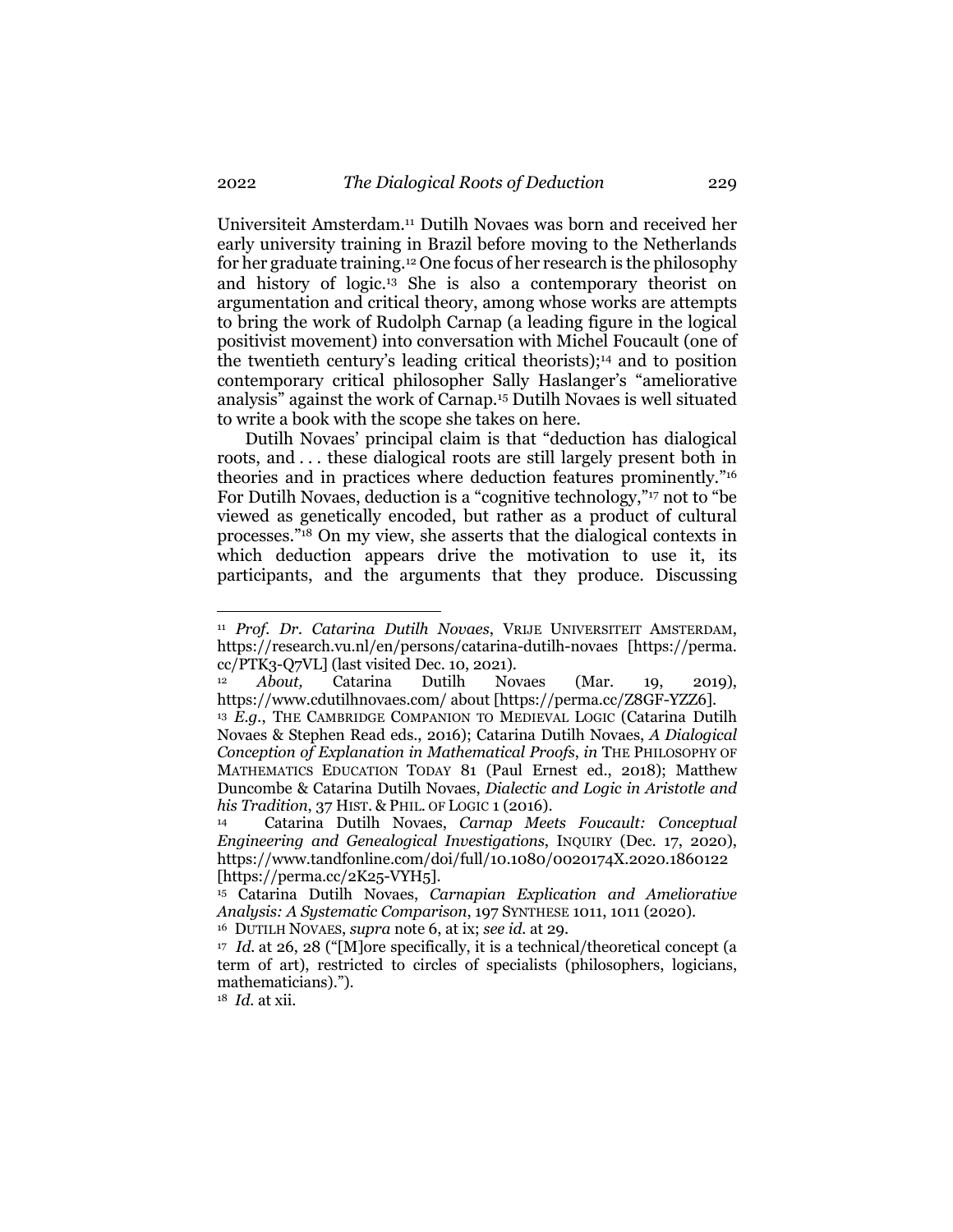Universiteit Amsterdam.[11] Dutilh Novaes was born and received her early university training in Brazil before moving to the Netherlands for her graduate training.[12] One focus of her research is the philosophy and history of logic.[13] She is also a contemporary theorist on argumentation and critical theory, among whose works are attempts to bring the work of Rudolph Carnap (a leading figure in the logical positivist movement) into conversation with Michel Foucault (one of the twentieth century's leading critical theorists);[14] and to position contemporary critical philosopher Sally Haslanger's "ameliorative analysis" against the work of Carnap.[15] Dutilh Novaes is well situated to write a book with the scope she takes on here.

Dutilh Novaes' principal claim is that "deduction has dialogical roots, and . . . these dialogical roots are still largely present both in theories and in practices where deduction features prominently."[16] For Dutilh Novaes, deduction is a "cognitive technology,"[17] not to "be viewed as genetically encoded, but rather as a product of cultural processes."[18] On my view, she asserts that the dialogical contexts in which deduction appears drive the motivation to use it, its participants, and the arguments that they produce. Discussing

---

[11] *Prof. Dr. Catarina Dutilh Novaes*, VRIJE UNIVERSITEIT AMSTERDAM, https://research.vu.nl/en/persons/catarina-dutilh-novaes [https://perma.cc/PTK3-Q7VL] (last visited Dec. 10, 2021).

[12] *About,* Catarina Dutilh Novaes (Mar. 19, 2019), https://www.cdutilhnovaes.com/ about [https://perma.cc/Z8GF-YZZ6].

[13] *E.g.*, THE CAMBRIDGE COMPANION TO MEDIEVAL LOGIC (Catarina Dutilh Novaes & Stephen Read eds., 2016); Catarina Dutilh Novaes, *A Dialogical Conception of Explanation in Mathematical Proofs*, *in* THE PHILOSOPHY OF MATHEMATICS EDUCATION TODAY 81 (Paul Ernest ed., 2018); Matthew Duncombe & Catarina Dutilh Novaes, *Dialectic and Logic in Aristotle and his Tradition*, 37 HIST. & PHIL. OF LOGIC 1 (2016).

[14] Catarina Dutilh Novaes, *Carnap Meets Foucault: Conceptual Engineering and Genealogical Investigations*, INQUIRY (Dec. 17, 2020), https://www.tandfonline.com/doi/full/10.1080/0020174X.2020.1860122 [https://perma.cc/2K25-VYH5].

[15] Catarina Dutilh Novaes, *Carnapian Explication and Ameliorative Analysis: A Systematic Comparison*, 197 SYNTHESE 1011, 1011 (2020).

[16] DUTILH NOVAES, *supra* note 6, at ix; *see id.* at 29.

[17] *Id.* at 26, 28 ("[M]ore specifically, it is a technical/theoretical concept (a term of art), restricted to circles of specialists (philosophers, logicians, mathematicians).").

[18] *Id.* at xii.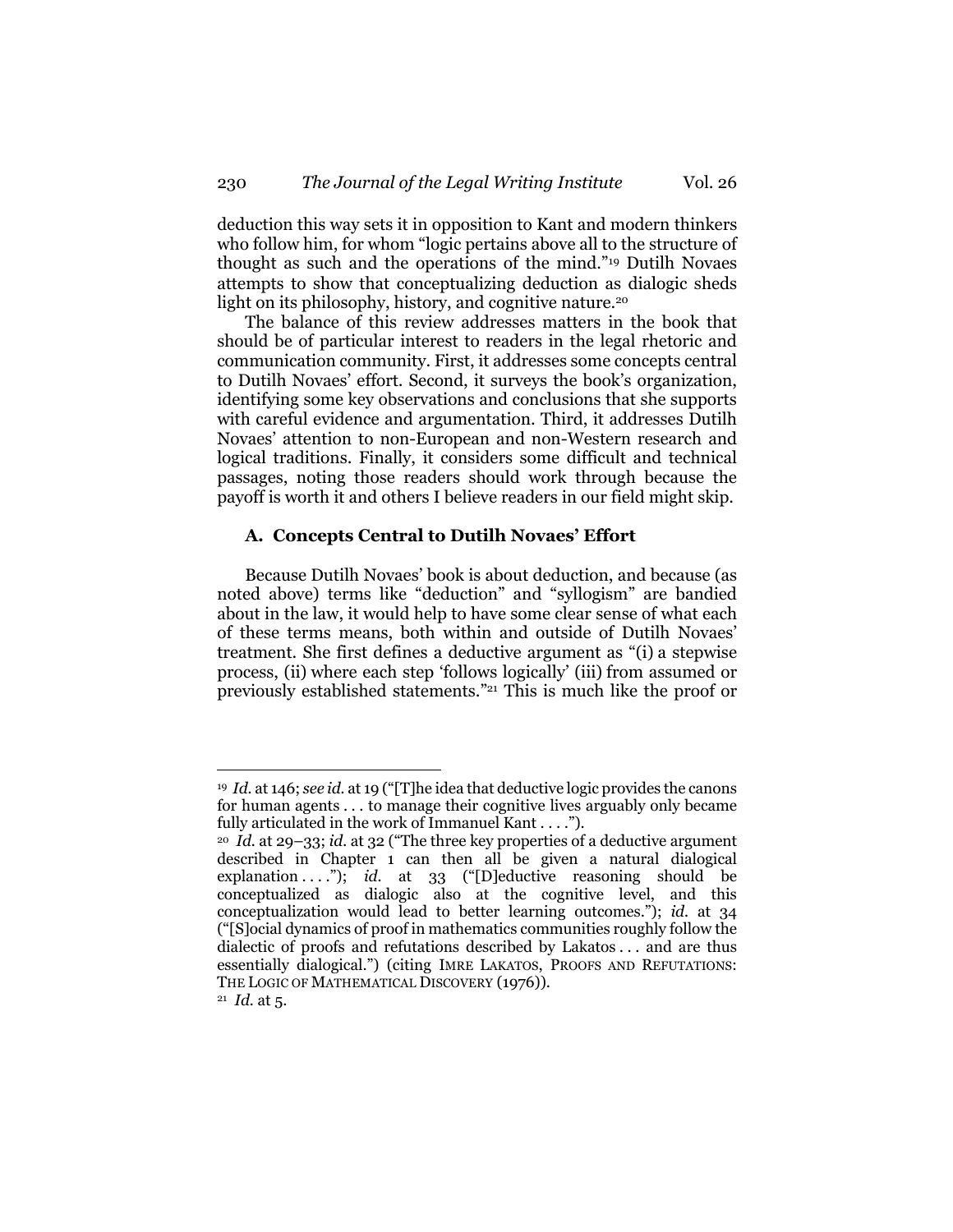deduction this way sets it in opposition to Kant and modern thinkers who follow him, for whom "logic pertains above all to the structure of thought as such and the operations of the mind."[19] Dutilh Novaes attempts to show that conceptualizing deduction as dialogic sheds light on its philosophy, history, and cognitive nature.[20]

The balance of this review addresses matters in the book that should be of particular interest to readers in the legal rhetoric and communication community. First, it addresses some concepts central to Dutilh Novaes' effort. Second, it surveys the book's organization, identifying some key observations and conclusions that she supports with careful evidence and argumentation. Third, it addresses Dutilh Novaes' attention to non-European and non-Western research and logical traditions. Finally, it considers some difficult and technical passages, noting those readers should work through because the payoff is worth it and others I believe readers in our field might skip.

### A. Concepts Central to Dutilh Novaes' Effort

Because Dutilh Novaes' book is about deduction, and because (as noted above) terms like "deduction" and "syllogism" are bandied about in the law, it would help to have some clear sense of what each of these terms means, both within and outside of Dutilh Novaes' treatment. She first defines a deductive argument as "(i) a stepwise process, (ii) where each step 'follows logically' (iii) from assumed or previously established statements."[21] This is much like the proof or

---

[19] *Id.* at 146; *see id.* at 19 ("[T]he idea that deductive logic provides the canons for human agents . . . to manage their cognitive lives arguably only became fully articulated in the work of Immanuel Kant . . . .").

[20] *Id.* at 29–33; *id.* at 32 ("The three key properties of a deductive argument described in Chapter 1 can then all be given a natural dialogical explanation . . . ."); *id.* at 33 ("[D]eductive reasoning should be conceptualized as dialogic also at the cognitive level, and this conceptualization would lead to better learning outcomes."); *id.* at 34 ("[S]ocial dynamics of proof in mathematics communities roughly follow the dialectic of proofs and refutations described by Lakatos . . . and are thus essentially dialogical.") (citing IMRE LAKATOS, PROOFS AND REFUTATIONS: THE LOGIC OF MATHEMATICAL DISCOVERY (1976)).

[21] *Id.* at 5.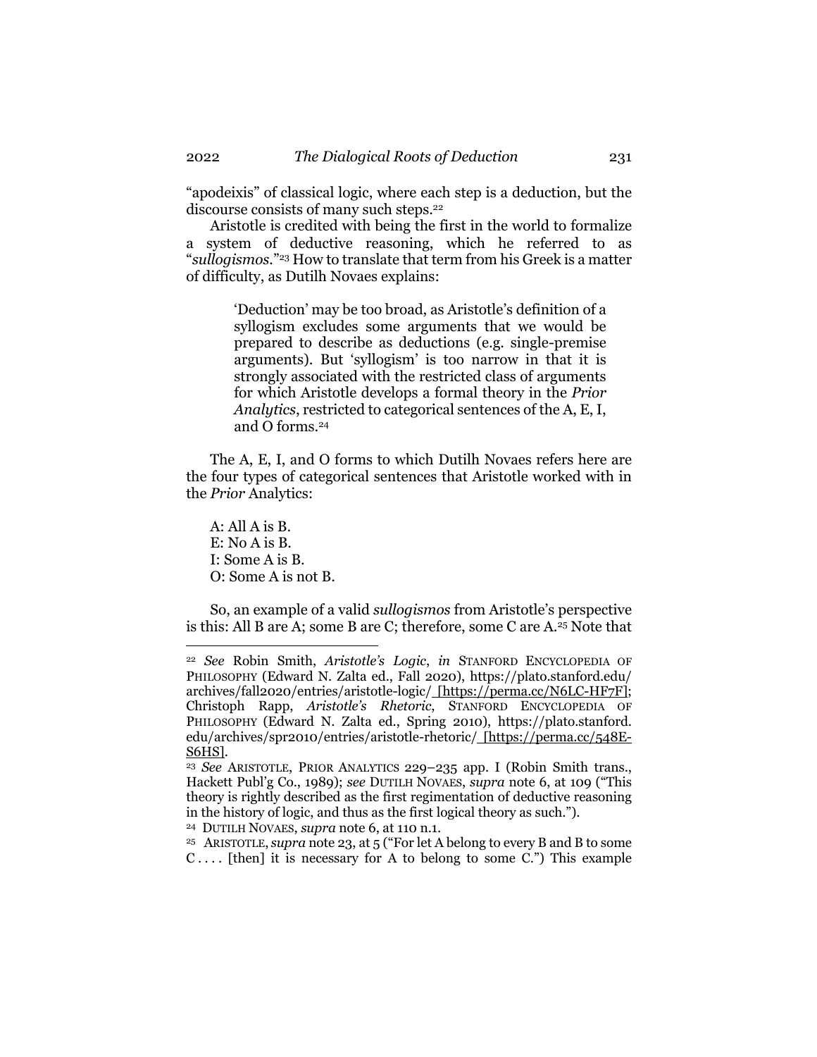"apodeixis" of classical logic, where each step is a deduction, but the discourse consists of many such steps.[22]

Aristotle is credited with being the first in the world to formalize a system of deductive reasoning, which he referred to as "*sullogismos*."[23] How to translate that term from his Greek is a matter of difficulty, as Dutilh Novaes explains:

> 'Deduction' may be too broad, as Aristotle's definition of a syllogism excludes some arguments that we would be prepared to describe as deductions (e.g. single-premise arguments). But 'syllogism' is too narrow in that it is strongly associated with the restricted class of arguments for which Aristotle develops a formal theory in the *Prior Analytics*, restricted to categorical sentences of the A, E, I, and O forms.[24]

The A, E, I, and O forms to which Dutilh Novaes refers here are the four types of categorical sentences that Aristotle worked with in the *Prior* Analytics:

A: All A is B.
E: No A is B.
I: Some A is B.
O: Some A is not B.

So, an example of a valid *sullogismos* from Aristotle's perspective is this: All B are A; some B are C; therefore, some C are A.[25] Note that

---

[22] *See* Robin Smith, *Aristotle's Logic*, *in* STANFORD ENCYCLOPEDIA OF PHILOSOPHY (Edward N. Zalta ed., Fall 2020), https://plato.stanford.edu/archives/fall2020/entries/aristotle-logic/ [https://perma.cc/N6LC-HF7F]; Christoph Rapp, *Aristotle's Rhetoric*, STANFORD ENCYCLOPEDIA OF PHILOSOPHY (Edward N. Zalta ed., Spring 2010), https://plato.stanford.edu/archives/spr2010/entries/aristotle-rhetoric/ [https://perma.cc/548E-S6HS].

[23] *See* ARISTOTLE, PRIOR ANALYTICS 229–235 app. I (Robin Smith trans., Hackett Publ'g Co., 1989); *see* DUTILH NOVAES, *supra* note 6, at 109 ("This theory is rightly described as the first regimentation of deductive reasoning in the history of logic, and thus as the first logical theory as such.").

[24] DUTILH NOVAES, *supra* note 6, at 110 n.1.

[25] ARISTOTLE, *supra* note 23, at 5 ("For let A belong to every B and B to some C . . . . [then] it is necessary for A to belong to some C.") This example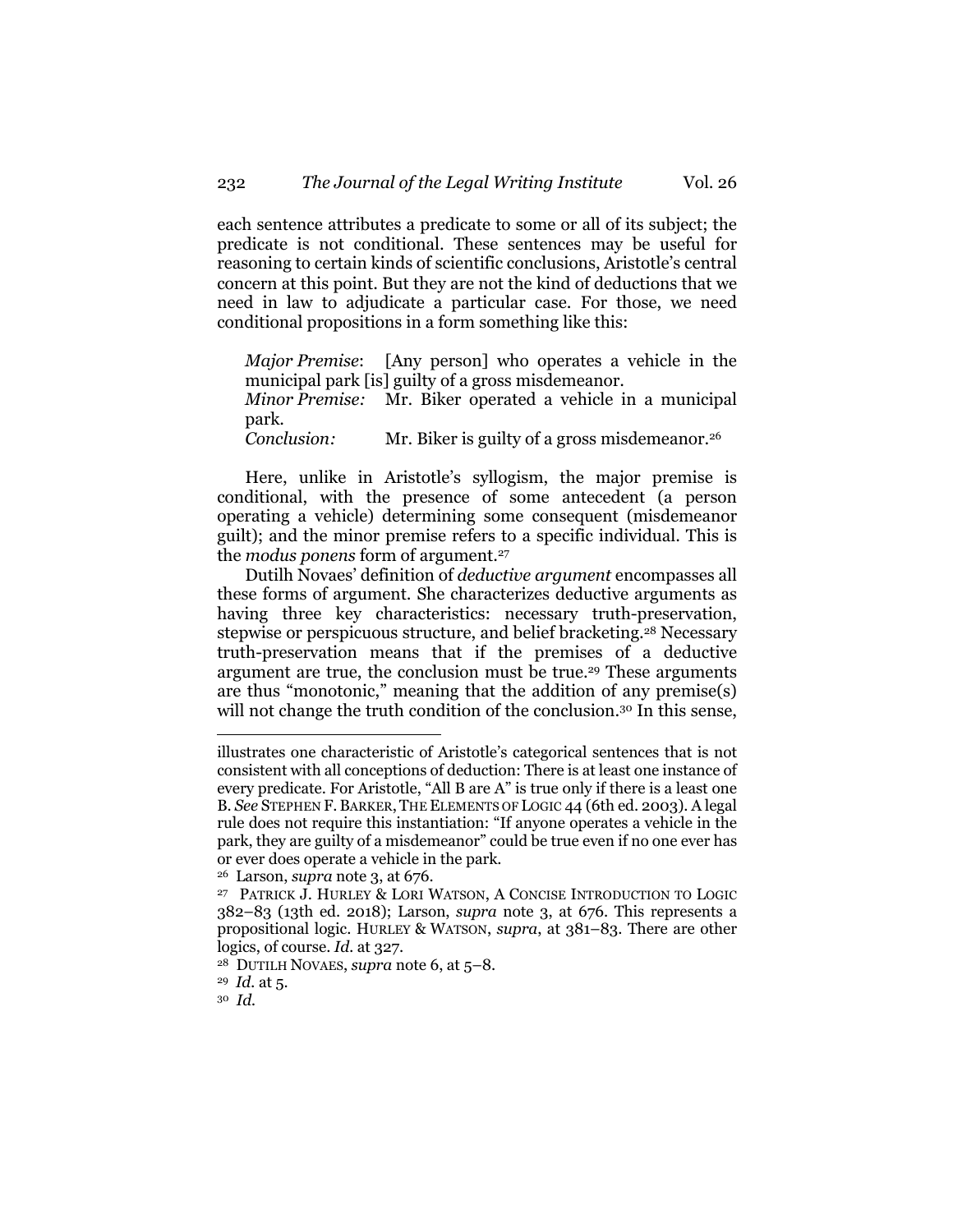each sentence attributes a predicate to some or all of its subject; the predicate is not conditional. These sentences may be useful for reasoning to certain kinds of scientific conclusions, Aristotle's central concern at this point. But they are not the kind of deductions that we need in law to adjudicate a particular case. For those, we need conditional propositions in a form something like this:

> *Major Premise*: [Any person] who operates a vehicle in the municipal park [is] guilty of a gross misdemeanor.
> *Minor Premise:* Mr. Biker operated a vehicle in a municipal park.
> *Conclusion:* Mr. Biker is guilty of a gross misdemeanor.[26]

Here, unlike in Aristotle's syllogism, the major premise is conditional, with the presence of some antecedent (a person operating a vehicle) determining some consequent (misdemeanor guilt); and the minor premise refers to a specific individual. This is the *modus ponens* form of argument.[27]

Dutilh Novaes' definition of *deductive argument* encompasses all these forms of argument. She characterizes deductive arguments as having three key characteristics: necessary truth-preservation, stepwise or perspicuous structure, and belief bracketing.[28] Necessary truth-preservation means that if the premises of a deductive argument are true, the conclusion must be true.[29] These arguments are thus "monotonic," meaning that the addition of any premise(s) will not change the truth condition of the conclusion.[30] In this sense,

---

illustrates one characteristic of Aristotle's categorical sentences that is not consistent with all conceptions of deduction: There is at least one instance of every predicate. For Aristotle, "All B are A" is true only if there is a least one B. *See* STEPHEN F. BARKER, THE ELEMENTS OF LOGIC 44 (6th ed. 2003). A legal rule does not require this instantiation: "If anyone operates a vehicle in the park, they are guilty of a misdemeanor" could be true even if no one ever has or ever does operate a vehicle in the park.

[26] Larson, *supra* note 3, at 676.

[27] PATRICK J. HURLEY & LORI WATSON, A CONCISE INTRODUCTION TO LOGIC 382–83 (13th ed. 2018); Larson, *supra* note 3, at 676. This represents a propositional logic. HURLEY & WATSON, *supra*, at 381–83. There are other logics, of course. *Id.* at 327.

[28] DUTILH NOVAES, *supra* note 6, at 5–8.

[29] *Id.* at 5.

[30] *Id.*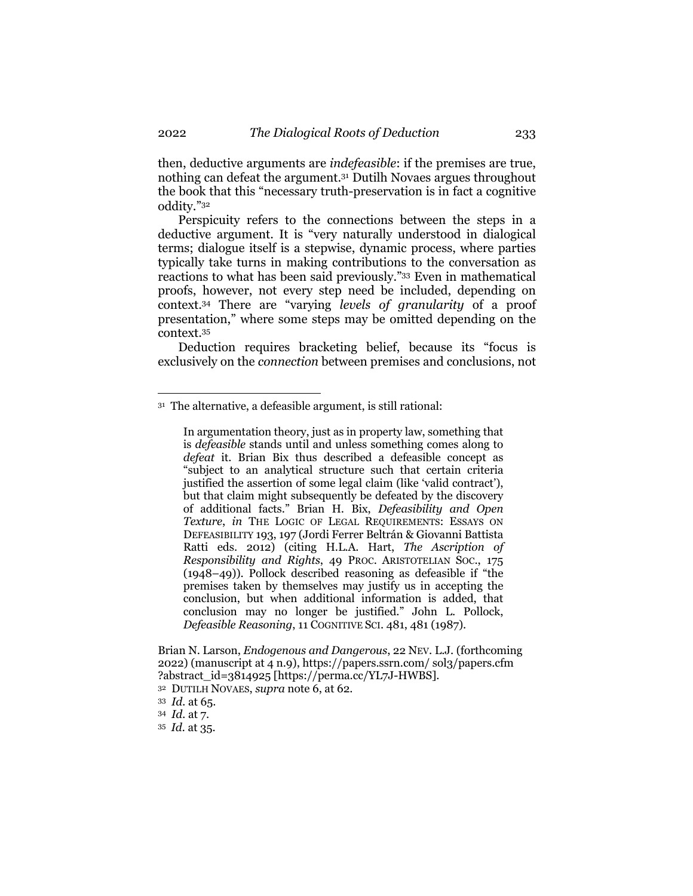then, deductive arguments are *indefeasible*: if the premises are true, nothing can defeat the argument.[31] Dutilh Novaes argues throughout the book that this "necessary truth-preservation is in fact a cognitive oddity."[32]

Perspicuity refers to the connections between the steps in a deductive argument. It is "very naturally understood in dialogical terms; dialogue itself is a stepwise, dynamic process, where parties typically take turns in making contributions to the conversation as reactions to what has been said previously."[33] Even in mathematical proofs, however, not every step need be included, depending on context.[34] There are "varying *levels of granularity* of a proof presentation," where some steps may be omitted depending on the context.[35]

Deduction requires bracketing belief, because its "focus is exclusively on the *connection* between premises and conclusions, not

---

[31] The alternative, a defeasible argument, is still rational:

> In argumentation theory, just as in property law, something that is *defeasible* stands until and unless something comes along to *defeat* it. Brian Bix thus described a defeasible concept as "subject to an analytical structure such that certain criteria justified the assertion of some legal claim (like 'valid contract'), but that claim might subsequently be defeated by the discovery of additional facts." Brian H. Bix, *Defeasibility and Open Texture*, *in* THE LOGIC OF LEGAL REQUIREMENTS: ESSAYS ON DEFEASIBILITY 193, 197 (Jordi Ferrer Beltrán & Giovanni Battista Ratti eds. 2012) (citing H.L.A. Hart, *The Ascription of Responsibility and Rights*, 49 PROC. ARISTOTELIAN SOC., 175 (1948–49)). Pollock described reasoning as defeasible if "the premises taken by themselves may justify us in accepting the conclusion, but when additional information is added, that conclusion may no longer be justified." John L. Pollock, *Defeasible Reasoning*, 11 COGNITIVE SCI. 481, 481 (1987).

Brian N. Larson, *Endogenous and Dangerous*, 22 NEV. L.J. (forthcoming 2022) (manuscript at 4 n.9), https://papers.ssrn.com/ sol3/papers.cfm ?abstract_id=3814925 [https://perma.cc/YL7J-HWBS].

[32] DUTILH NOVAES, *supra* note 6, at 62.

[33] *Id.* at 65.

[34] *Id.* at 7.

[35] *Id.* at 35.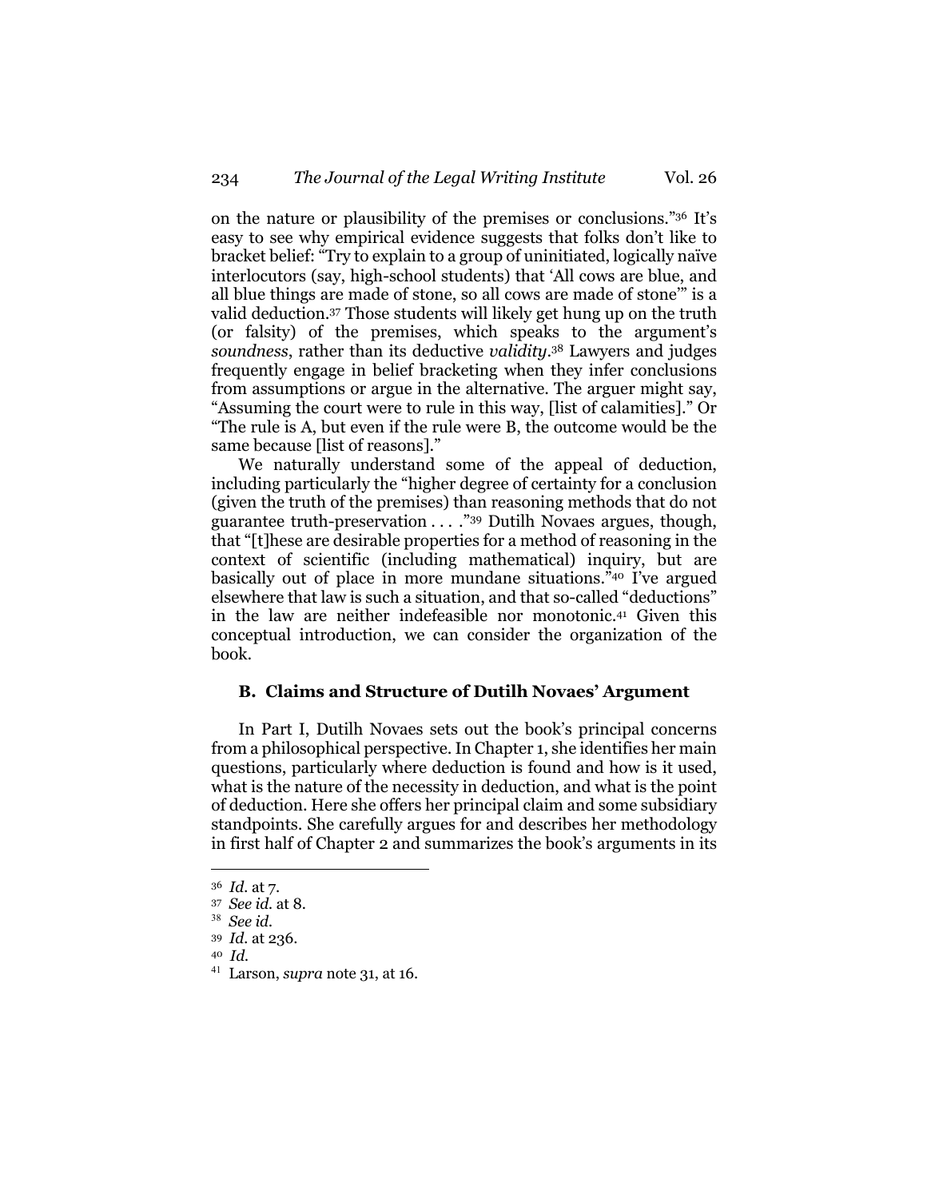on the nature or plausibility of the premises or conclusions."[36] It's easy to see why empirical evidence suggests that folks don't like to bracket belief: "Try to explain to a group of uninitiated, logically naïve interlocutors (say, high-school students) that 'All cows are blue, and all blue things are made of stone, so all cows are made of stone'" is a valid deduction.[37] Those students will likely get hung up on the truth (or falsity) of the premises, which speaks to the argument's *soundness*, rather than its deductive *validity*.[38] Lawyers and judges frequently engage in belief bracketing when they infer conclusions from assumptions or argue in the alternative. The arguer might say, "Assuming the court were to rule in this way, [list of calamities]." Or "The rule is A, but even if the rule were B, the outcome would be the same because [list of reasons]."

We naturally understand some of the appeal of deduction, including particularly the "higher degree of certainty for a conclusion (given the truth of the premises) than reasoning methods that do not guarantee truth-preservation . . . ."[39] Dutilh Novaes argues, though, that "[t]hese are desirable properties for a method of reasoning in the context of scientific (including mathematical) inquiry, but are basically out of place in more mundane situations."[40] I've argued elsewhere that law is such a situation, and that so-called "deductions" in the law are neither indefeasible nor monotonic.[41] Given this conceptual introduction, we can consider the organization of the book.

### B. Claims and Structure of Dutilh Novaes' Argument

In Part I, Dutilh Novaes sets out the book's principal concerns from a philosophical perspective. In Chapter 1, she identifies her main questions, particularly where deduction is found and how is it used, what is the nature of the necessity in deduction, and what is the point of deduction. Here she offers her principal claim and some subsidiary standpoints. She carefully argues for and describes her methodology in first half of Chapter 2 and summarizes the book's arguments in its

---

[36] *Id.* at 7.

[37] *See id.* at 8.

[38] *See id.*

[39] *Id.* at 236.

[40] *Id.*

[41] Larson, *supra* note 31, at 16.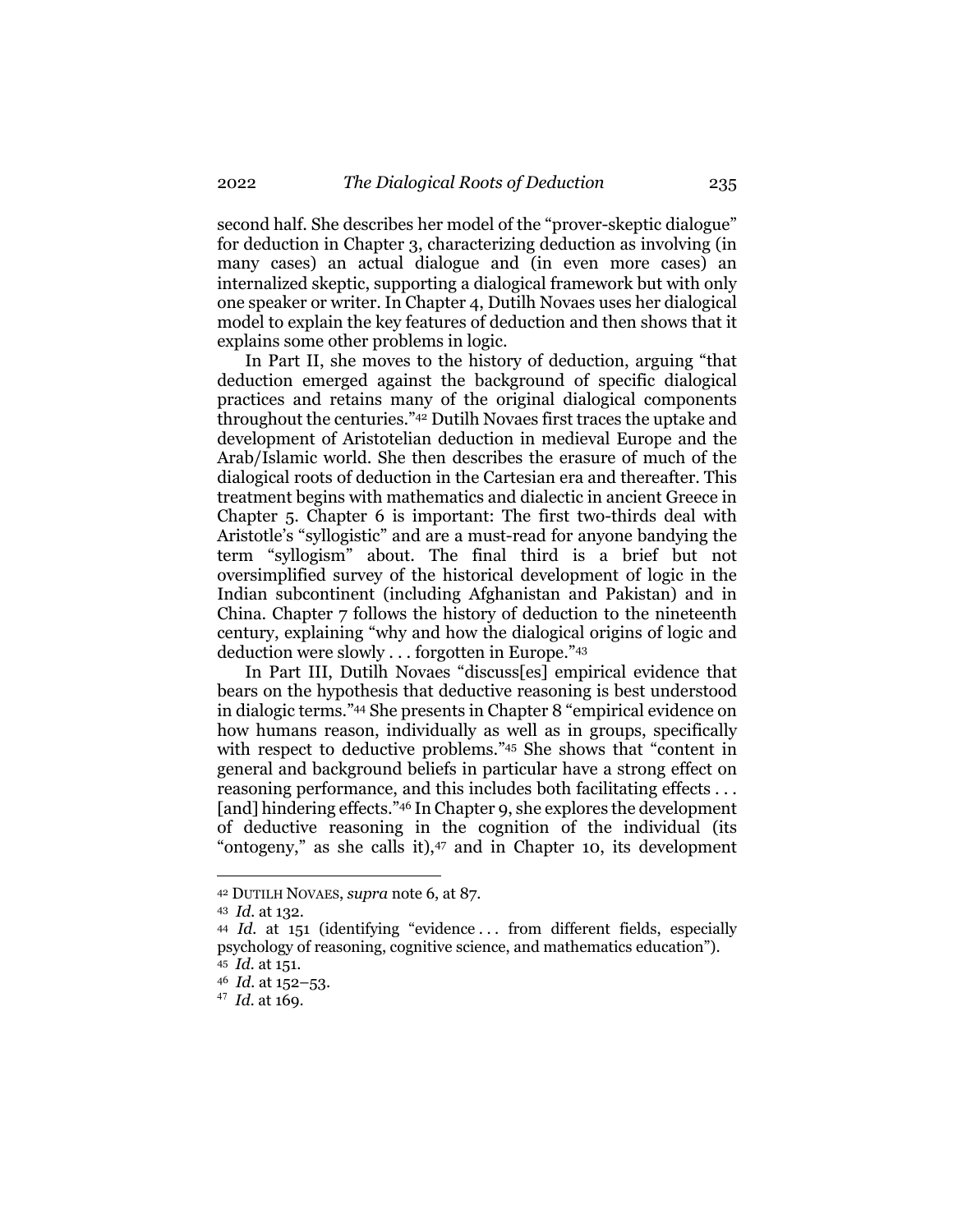second half. She describes her model of the "prover-skeptic dialogue" for deduction in Chapter 3, characterizing deduction as involving (in many cases) an actual dialogue and (in even more cases) an internalized skeptic, supporting a dialogical framework but with only one speaker or writer. In Chapter 4, Dutilh Novaes uses her dialogical model to explain the key features of deduction and then shows that it explains some other problems in logic.

In Part II, she moves to the history of deduction, arguing "that deduction emerged against the background of specific dialogical practices and retains many of the original dialogical components throughout the centuries."[42] Dutilh Novaes first traces the uptake and development of Aristotelian deduction in medieval Europe and the Arab/Islamic world. She then describes the erasure of much of the dialogical roots of deduction in the Cartesian era and thereafter. This treatment begins with mathematics and dialectic in ancient Greece in Chapter 5. Chapter 6 is important: The first two-thirds deal with Aristotle's "syllogistic" and are a must-read for anyone bandying the term "syllogism" about. The final third is a brief but not oversimplified survey of the historical development of logic in the Indian subcontinent (including Afghanistan and Pakistan) and in China. Chapter 7 follows the history of deduction to the nineteenth century, explaining "why and how the dialogical origins of logic and deduction were slowly . . . forgotten in Europe."[43]

In Part III, Dutilh Novaes "discuss[es] empirical evidence that bears on the hypothesis that deductive reasoning is best understood in dialogic terms."[44] She presents in Chapter 8 "empirical evidence on how humans reason, individually as well as in groups, specifically with respect to deductive problems."[45] She shows that "content in general and background beliefs in particular have a strong effect on reasoning performance, and this includes both facilitating effects . . . [and] hindering effects."[46] In Chapter 9, she explores the development of deductive reasoning in the cognition of the individual (its "ontogeny," as she calls it),[47] and in Chapter 10, its development

---

[42] DUTILH NOVAES, *supra* note 6, at 87.

[43] *Id.* at 132.

[44] *Id.* at 151 (identifying "evidence . . . from different fields, especially psychology of reasoning, cognitive science, and mathematics education").

[45] *Id.* at 151.

[46] *Id.* at 152–53.

[47] *Id.* at 169.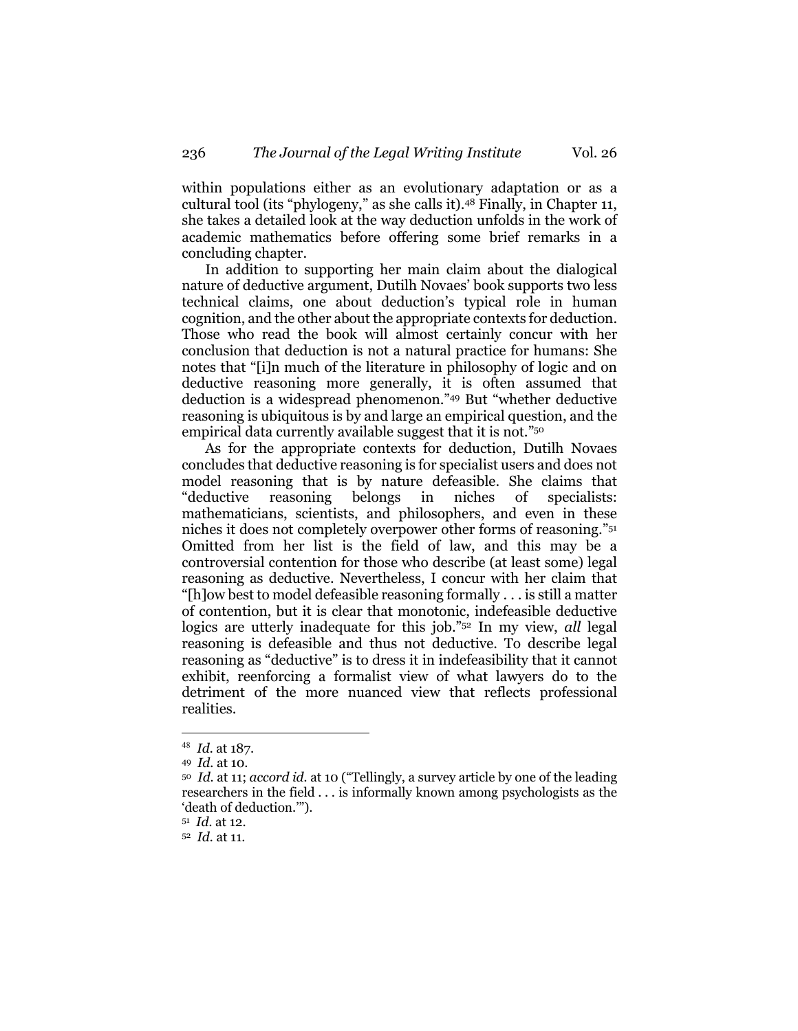within populations either as an evolutionary adaptation or as a cultural tool (its "phylogeny," as she calls it).[48] Finally, in Chapter 11, she takes a detailed look at the way deduction unfolds in the work of academic mathematics before offering some brief remarks in a concluding chapter.

In addition to supporting her main claim about the dialogical nature of deductive argument, Dutilh Novaes' book supports two less technical claims, one about deduction's typical role in human cognition, and the other about the appropriate contexts for deduction. Those who read the book will almost certainly concur with her conclusion that deduction is not a natural practice for humans: She notes that "[i]n much of the literature in philosophy of logic and on deductive reasoning more generally, it is often assumed that deduction is a widespread phenomenon."[49] But "whether deductive reasoning is ubiquitous is by and large an empirical question, and the empirical data currently available suggest that it is not."[50]

As for the appropriate contexts for deduction, Dutilh Novaes concludes that deductive reasoning is for specialist users and does not model reasoning that is by nature defeasible. She claims that "deductive reasoning belongs in niches of specialists: mathematicians, scientists, and philosophers, and even in these niches it does not completely overpower other forms of reasoning."[51] Omitted from her list is the field of law, and this may be a controversial contention for those who describe (at least some) legal reasoning as deductive. Nevertheless, I concur with her claim that "[h]ow best to model defeasible reasoning formally . . . is still a matter of contention, but it is clear that monotonic, indefeasible deductive logics are utterly inadequate for this job."[52] In my view, *all* legal reasoning is defeasible and thus not deductive. To describe legal reasoning as "deductive" is to dress it in indefeasibility that it cannot exhibit, reenforcing a formalist view of what lawyers do to the detriment of the more nuanced view that reflects professional realities.

---

[48] *Id.* at 187.

[49] *Id.* at 10.

[50] *Id.* at 11; *accord id.* at 10 ("Tellingly, a survey article by one of the leading researchers in the field . . . is informally known among psychologists as the 'death of deduction.'").

[51] *Id.* at 12.

[52] *Id.* at 11.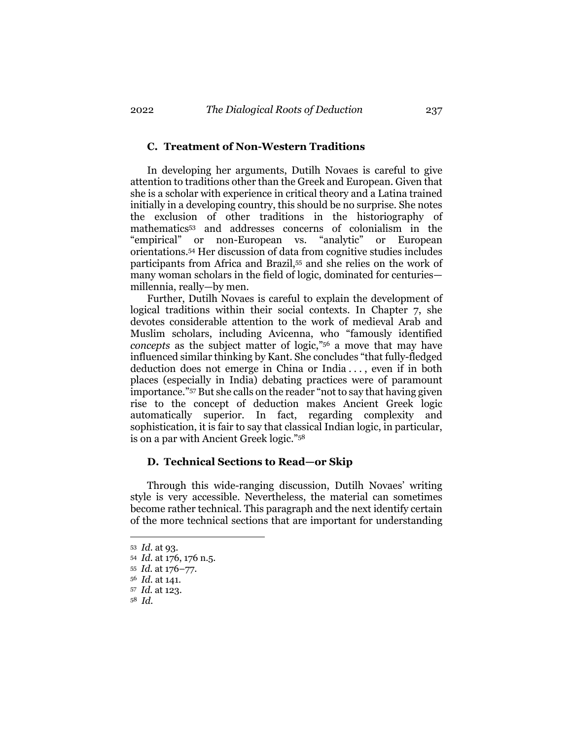### C. Treatment of Non-Western Traditions

In developing her arguments, Dutilh Novaes is careful to give attention to traditions other than the Greek and European. Given that she is a scholar with experience in critical theory and a Latina trained initially in a developing country, this should be no surprise. She notes the exclusion of other traditions in the historiography of mathematics[53] and addresses concerns of colonialism in the "empirical" or non-European vs. "analytic" or European orientations.[54] Her discussion of data from cognitive studies includes participants from Africa and Brazil,[55] and she relies on the work of many woman scholars in the field of logic, dominated for centuries—millennia, really—by men.

Further, Dutilh Novaes is careful to explain the development of logical traditions within their social contexts. In Chapter 7, she devotes considerable attention to the work of medieval Arab and Muslim scholars, including Avicenna, who "famously identified *concepts* as the subject matter of logic,"[56] a move that may have influenced similar thinking by Kant. She concludes "that fully-fledged deduction does not emerge in China or India . . . , even if in both places (especially in India) debating practices were of paramount importance."[57] But she calls on the reader "not to say that having given rise to the concept of deduction makes Ancient Greek logic automatically superior. In fact, regarding complexity and sophistication, it is fair to say that classical Indian logic, in particular, is on a par with Ancient Greek logic."[58]

### D. Technical Sections to Read—or Skip

Through this wide-ranging discussion, Dutilh Novaes' writing style is very accessible. Nevertheless, the material can sometimes become rather technical. This paragraph and the next identify certain of the more technical sections that are important for understanding

---

[53] *Id.* at 93.
[54] *Id.* at 176, 176 n.5.
[55] *Id.* at 176–77.
[56] *Id.* at 141.
[57] *Id.* at 123.
[58] *Id.*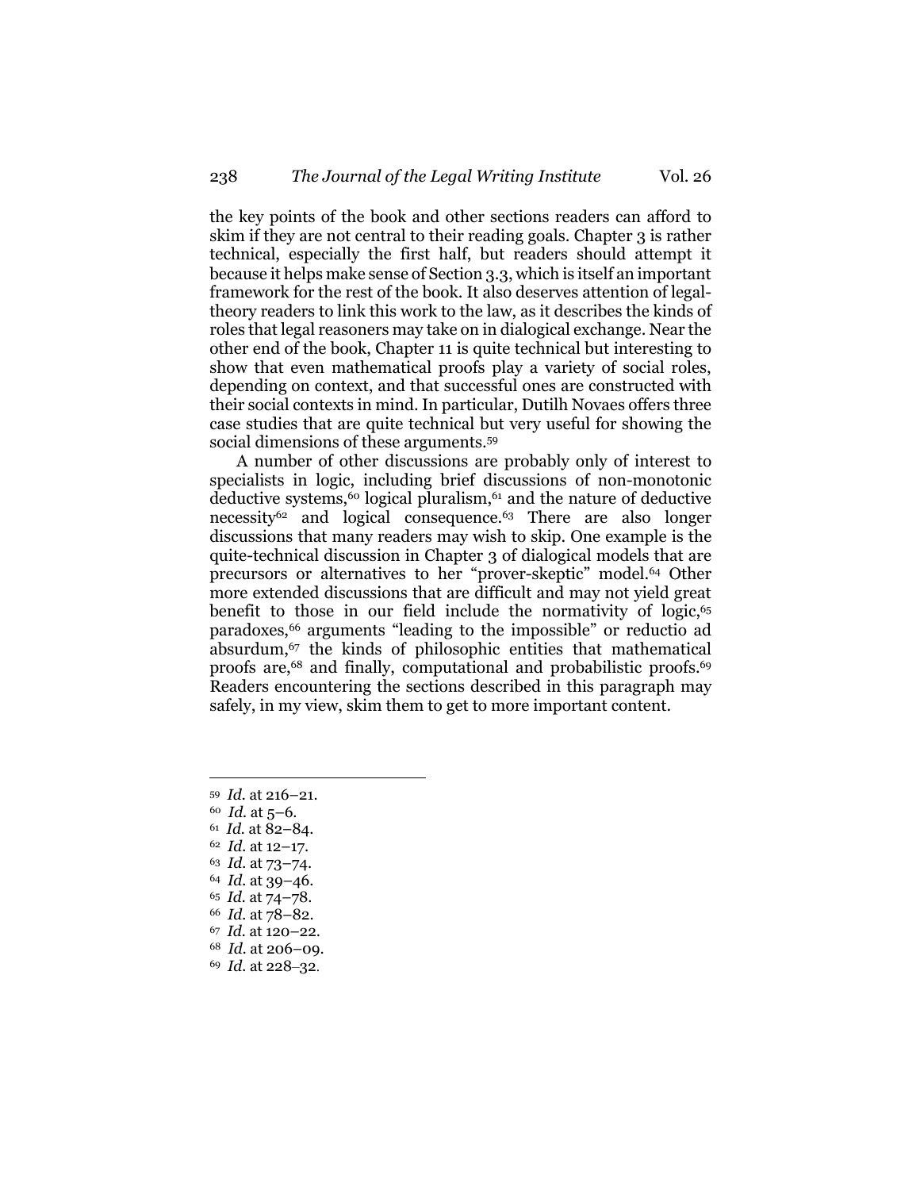the key points of the book and other sections readers can afford to skim if they are not central to their reading goals. Chapter 3 is rather technical, especially the first half, but readers should attempt it because it helps make sense of Section 3.3, which is itself an important framework for the rest of the book. It also deserves attention of legal-theory readers to link this work to the law, as it describes the kinds of roles that legal reasoners may take on in dialogical exchange. Near the other end of the book, Chapter 11 is quite technical but interesting to show that even mathematical proofs play a variety of social roles, depending on context, and that successful ones are constructed with their social contexts in mind. In particular, Dutilh Novaes offers three case studies that are quite technical but very useful for showing the social dimensions of these arguments.[59]

A number of other discussions are probably only of interest to specialists in logic, including brief discussions of non-monotonic deductive systems,[60] logical pluralism,[61] and the nature of deductive necessity[62] and logical consequence.[63] There are also longer discussions that many readers may wish to skip. One example is the quite-technical discussion in Chapter 3 of dialogical models that are precursors or alternatives to her "prover-skeptic" model.[64] Other more extended discussions that are difficult and may not yield great benefit to those in our field include the normativity of logic,[65] paradoxes,[66] arguments "leading to the impossible" or reductio ad absurdum,[67] the kinds of philosophic entities that mathematical proofs are,[68] and finally, computational and probabilistic proofs.[69] Readers encountering the sections described in this paragraph may safely, in my view, skim them to get to more important content.

---

59 *Id.* at 216–21.

60 *Id.* at 5–6.

61 *Id.* at 82–84.

62 *Id.* at 12–17.

63 *Id.* at 73–74.

64 *Id.* at 39–46.

65 *Id.* at 74–78.

66 *Id.* at 78–82.

67 *Id.* at 120–22.

68 *Id.* at 206–09.

69 *Id.* at 228–32.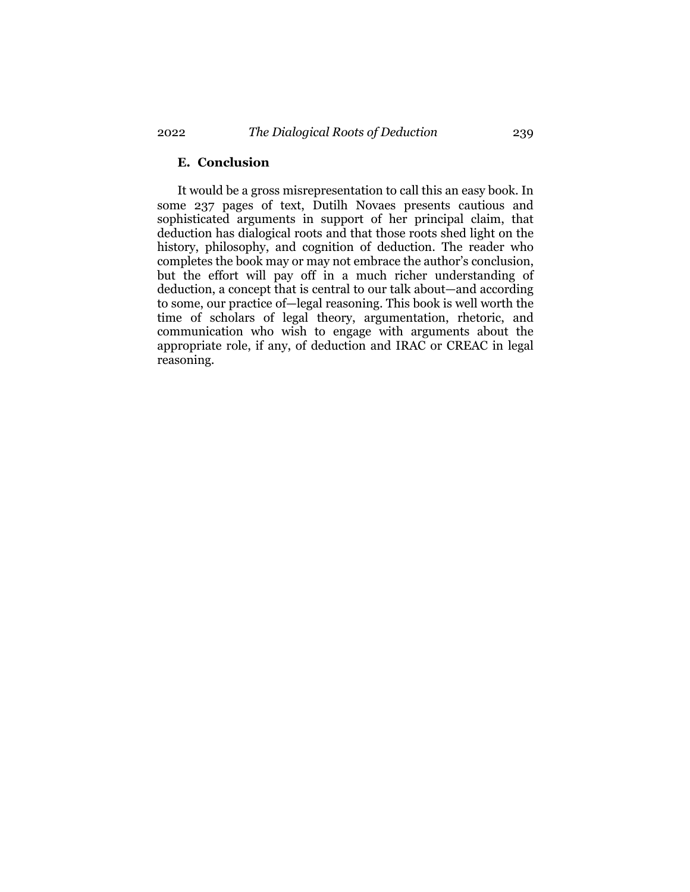### E. Conclusion

It would be a gross misrepresentation to call this an easy book. In some 237 pages of text, Dutilh Novaes presents cautious and sophisticated arguments in support of her principal claim, that deduction has dialogical roots and that those roots shed light on the history, philosophy, and cognition of deduction. The reader who completes the book may or may not embrace the author's conclusion, but the effort will pay off in a much richer understanding of deduction, a concept that is central to our talk about—and according to some, our practice of—legal reasoning. This book is well worth the time of scholars of legal theory, argumentation, rhetoric, and communication who wish to engage with arguments about the appropriate role, if any, of deduction and IRAC or CREAC in legal reasoning.